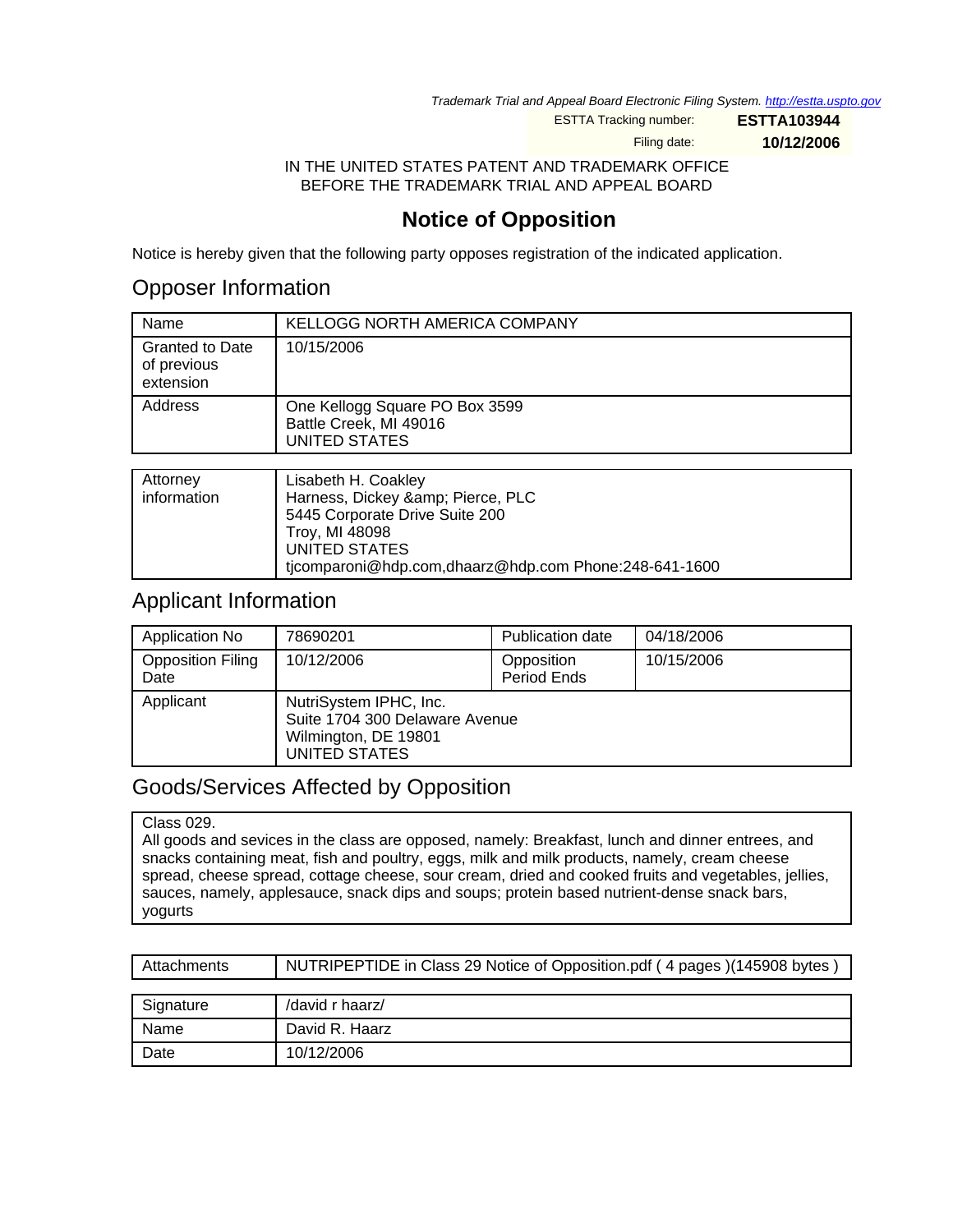*Trademark Trial and Appeal Board Electronic Filing System. http://estta.uspto.gov*

ESTTA Tracking number: **ESTTA103944**

Filing date: **10/12/2006**

IN THE UNITED STATES PATENT AND TRADEMARK OFFICE
BEFORE THE TRADEMARK TRIAL AND APPEAL BOARD

# Notice of Opposition

Notice is hereby given that the following party opposes registration of the indicated application.

## Opposer Information

| | |
|---|---|
| Name | KELLOGG NORTH AMERICA COMPANY |
| Granted to Date of previous extension | 10/15/2006 |
| Address | One Kellogg Square PO Box 3599<br>Battle Creek, MI 49016<br>UNITED STATES |

| | |
|---|---|
| Attorney information | Lisabeth H. Coakley<br>Harness, Dickey &amp; Pierce, PLC<br>5445 Corporate Drive Suite 200<br>Troy, MI 48098<br>UNITED STATES<br>tjcomparoni@hdp.com,dhaarz@hdp.com Phone:248-641-1600 |

## Applicant Information

| | | | |
|---|---|---|---|
| Application No | 78690201 | Publication date | 04/18/2006 |
| Opposition Filing Date | 10/12/2006 | Opposition Period Ends | 10/15/2006 |
| Applicant | NutriSystem IPHC, Inc.<br>Suite 1704 300 Delaware Avenue<br>Wilmington, DE 19801<br>UNITED STATES | | |

## Goods/Services Affected by Opposition

Class 029.
All goods and sevices in the class are opposed, namely: Breakfast, lunch and dinner entrees, and snacks containing meat, fish and poultry, eggs, milk and milk products, namely, cream cheese spread, cheese spread, cottage cheese, sour cream, dried and cooked fruits and vegetables, jellies, sauces, namely, applesauce, snack dips and soups; protein based nutrient-dense snack bars, yogurts

| | |
|---|---|
| Attachments | NUTRIPEPTIDE in Class 29 Notice of Opposition.pdf ( 4 pages )(145908 bytes ) |

| | |
|---|---|
| Signature | /david r haarz/ |
| Name | David R. Haarz |
| Date | 10/12/2006 |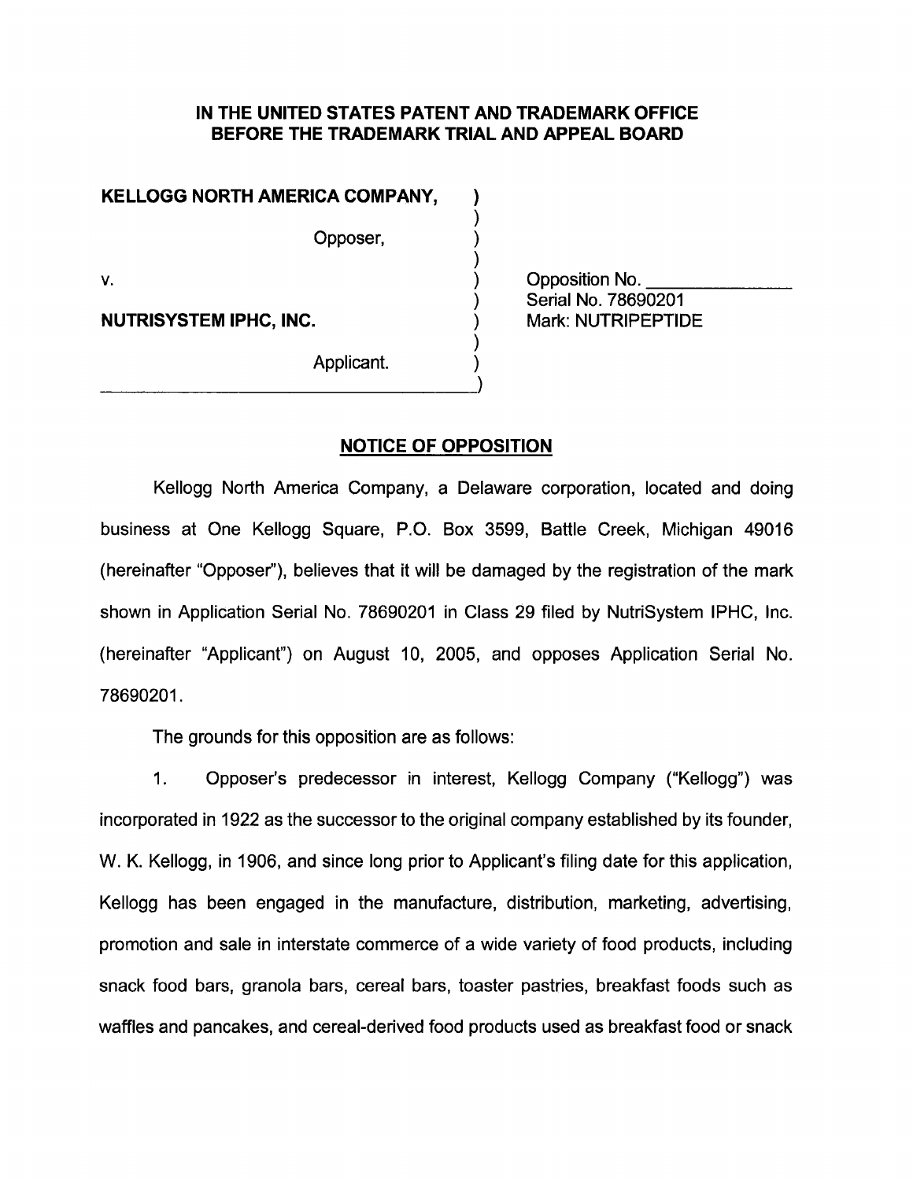**IN THE UNITED STATES PATENT AND TRADEMARK OFFICE**
**BEFORE THE TRADEMARK TRIAL AND APPEAL BOARD**

| | | |
|---|---|---|
| **KELLOGG NORTH AMERICA COMPANY,** | ) | |
| | ) | |
| Opposer, | ) | |
| | ) | |
| v. | ) | Opposition No. ______________ |
| | ) | Serial No. 78690201 |
| **NUTRISYSTEM IPHC, INC.** | ) | Mark: NUTRIPEPTIDE |
| | ) | |
| Applicant. | ) | |

## NOTICE OF OPPOSITION

Kellogg North America Company, a Delaware corporation, located and doing business at One Kellogg Square, P.O. Box 3599, Battle Creek, Michigan 49016 (hereinafter "Opposer"), believes that it will be damaged by the registration of the mark shown in Application Serial No. 78690201 in Class 29 filed by NutriSystem IPHC, Inc. (hereinafter "Applicant") on August 10, 2005, and opposes Application Serial No. 78690201.

The grounds for this opposition are as follows:

1. Opposer's predecessor in interest, Kellogg Company ("Kellogg") was incorporated in 1922 as the successor to the original company established by its founder, W. K. Kellogg, in 1906, and since long prior to Applicant's filing date for this application, Kellogg has been engaged in the manufacture, distribution, marketing, advertising, promotion and sale in interstate commerce of a wide variety of food products, including snack food bars, granola bars, cereal bars, toaster pastries, breakfast foods such as waffles and pancakes, and cereal-derived food products used as breakfast food or snack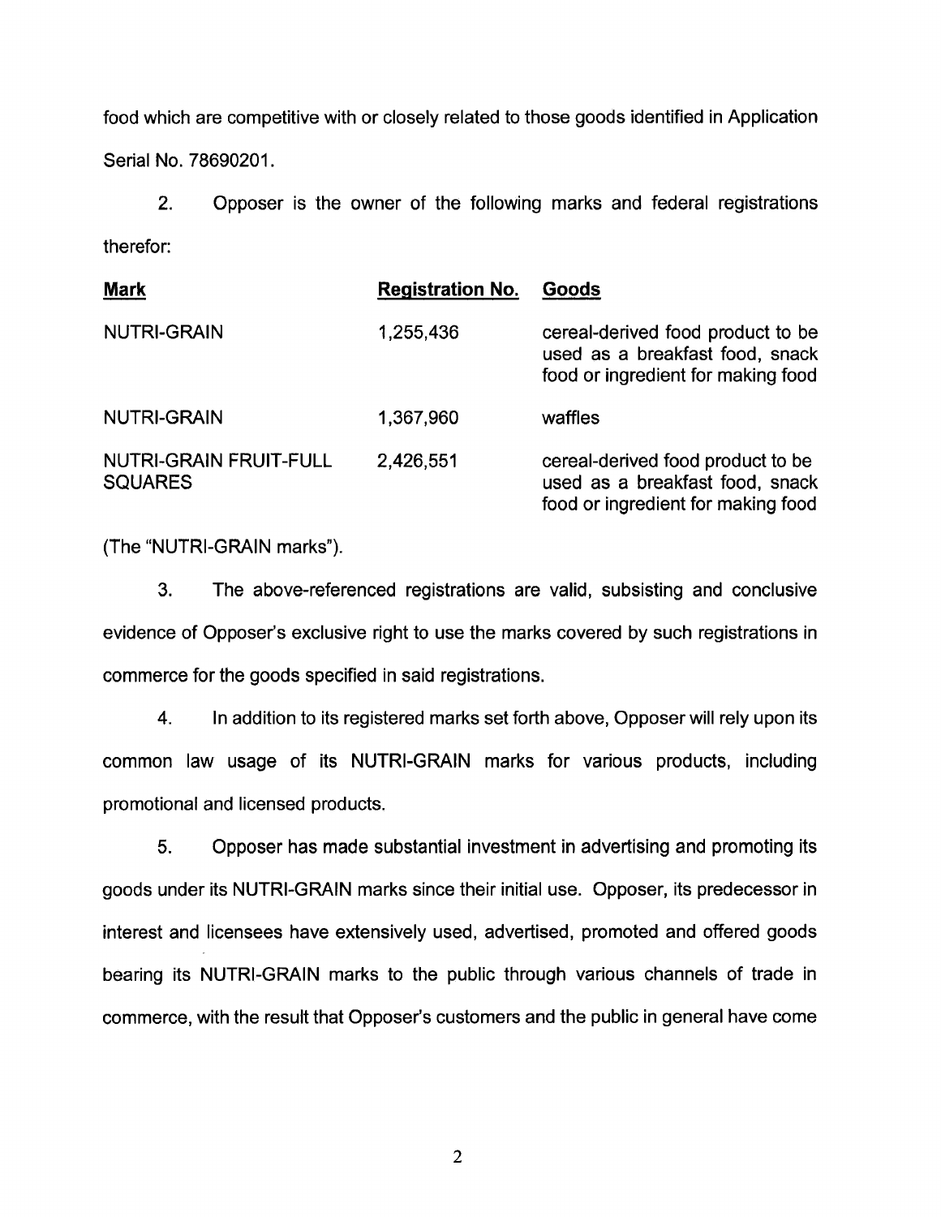food which are competitive with or closely related to those goods identified in Application Serial No. 78690201.

2. Opposer is the owner of the following marks and federal registrations therefor:

| **Mark** | **Registration No.** | **Goods** |
| --- | --- | --- |
| NUTRI-GRAIN | 1,255,436 | cereal-derived food product to be used as a breakfast food, snack food or ingredient for making food |
| NUTRI-GRAIN | 1,367,960 | waffles |
| NUTRI-GRAIN FRUIT-FULL SQUARES | 2,426,551 | cereal-derived food product to be used as a breakfast food, snack food or ingredient for making food |

(The "NUTRI-GRAIN marks").

3. The above-referenced registrations are valid, subsisting and conclusive evidence of Opposer's exclusive right to use the marks covered by such registrations in commerce for the goods specified in said registrations.

4. In addition to its registered marks set forth above, Opposer will rely upon its common law usage of its NUTRI-GRAIN marks for various products, including promotional and licensed products.

5. Opposer has made substantial investment in advertising and promoting its goods under its NUTRI-GRAIN marks since their initial use. Opposer, its predecessor in interest and licensees have extensively used, advertised, promoted and offered goods bearing its NUTRI-GRAIN marks to the public through various channels of trade in commerce, with the result that Opposer's customers and the public in general have come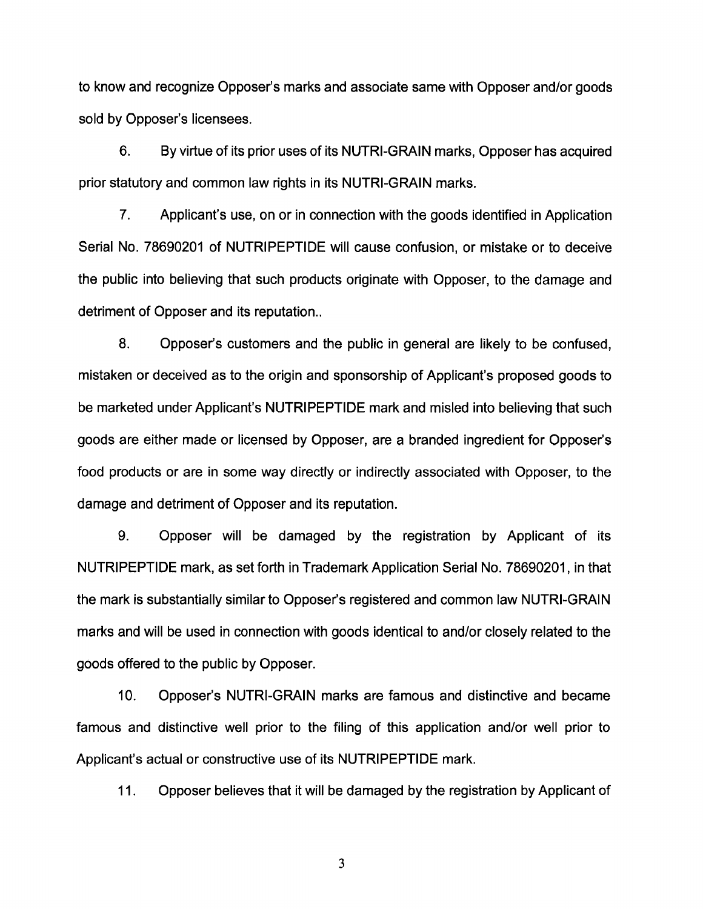to know and recognize Opposer's marks and associate same with Opposer and/or goods sold by Opposer's licensees.

6. By virtue of its prior uses of its NUTRI-GRAIN marks, Opposer has acquired prior statutory and common law rights in its NUTRI-GRAIN marks.

7. Applicant's use, on or in connection with the goods identified in Application Serial No. 78690201 of NUTRIPEPTIDE will cause confusion, or mistake or to deceive the public into believing that such products originate with Opposer, to the damage and detriment of Opposer and its reputation..

8. Opposer's customers and the public in general are likely to be confused, mistaken or deceived as to the origin and sponsorship of Applicant's proposed goods to be marketed under Applicant's NUTRIPEPTIDE mark and misled into believing that such goods are either made or licensed by Opposer, are a branded ingredient for Opposer's food products or are in some way directly or indirectly associated with Opposer, to the damage and detriment of Opposer and its reputation.

9. Opposer will be damaged by the registration by Applicant of its NUTRIPEPTIDE mark, as set forth in Trademark Application Serial No. 78690201, in that the mark is substantially similar to Opposer's registered and common law NUTRI-GRAIN marks and will be used in connection with goods identical to and/or closely related to the goods offered to the public by Opposer.

10. Opposer's NUTRI-GRAIN marks are famous and distinctive and became famous and distinctive well prior to the filing of this application and/or well prior to Applicant's actual or constructive use of its NUTRIPEPTIDE mark.

11. Opposer believes that it will be damaged by the registration by Applicant of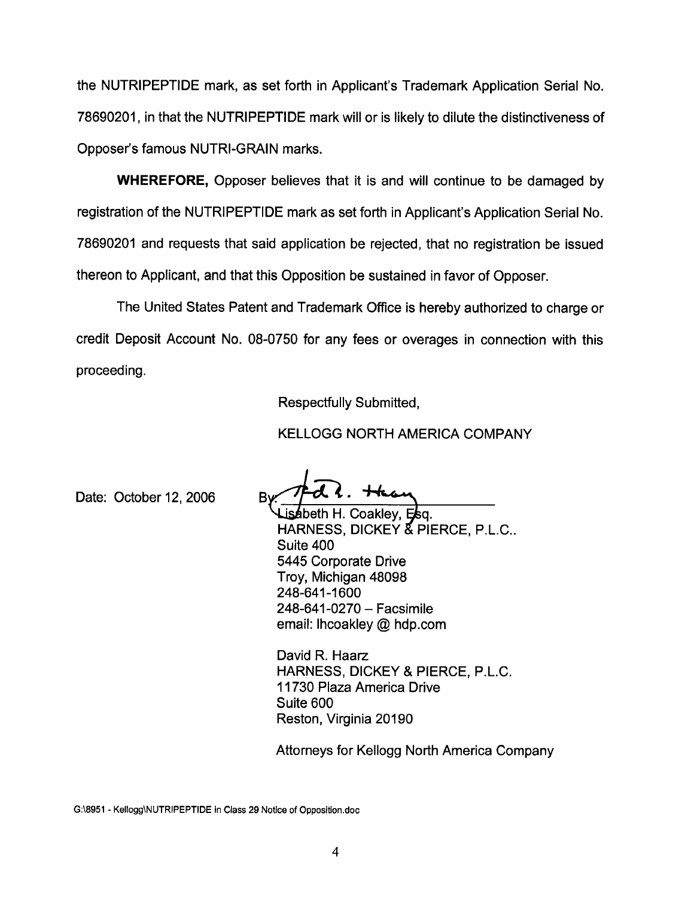the NUTRIPEPTIDE mark, as set forth in Applicant's Trademark Application Serial No. 78690201, in that the NUTRIPEPTIDE mark will or is likely to dilute the distinctiveness of Opposer's famous NUTRI-GRAIN marks.

**WHEREFORE,** Opposer believes that it is and will continue to be damaged by registration of the NUTRIPEPTIDE mark as set forth in Applicant's Application Serial No. 78690201 and requests that said application be rejected, that no registration be issued thereon to Applicant, and that this Opposition be sustained in favor of Opposer.

The United States Patent and Trademark Office is hereby authorized to charge or credit Deposit Account No. 08-0750 for any fees or overages in connection with this proceeding.

Respectfully Submitted,

KELLOGG NORTH AMERICA COMPANY

Date: October 12, 2006

By: ______________________
Lisabeth H. Coakley, Esq.
HARNESS, DICKEY & PIERCE, P.L.C..
Suite 400
5445 Corporate Drive
Troy, Michigan 48098
248-641-1600
248-641-0270 – Facsimile
email: lhcoakley @ hdp.com

David R. Haarz
HARNESS, DICKEY & PIERCE, P.L.C.
11730 Plaza America Drive
Suite 600
Reston, Virginia 20190

Attorneys for Kellogg North America Company

G:\8951 - Kellogg\NUTRIPEPTIDE in Class 29 Notice of Opposition.doc